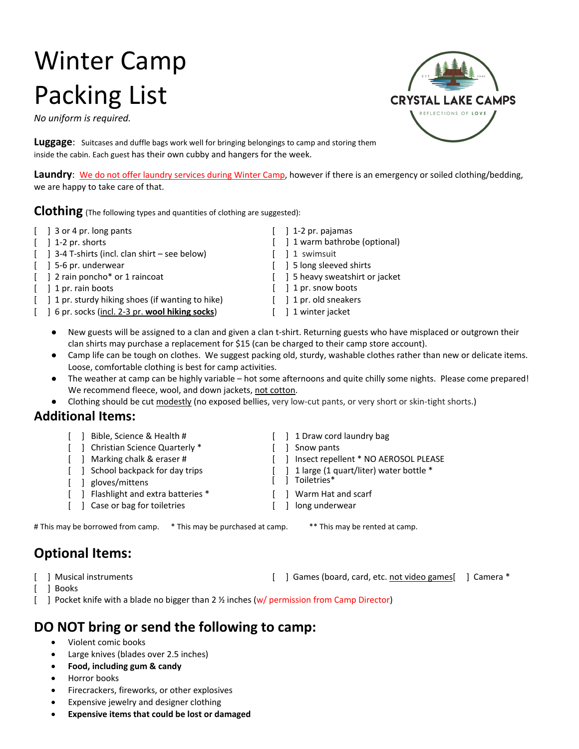# Winter Camp Packing List

*No uniform is required.*

CRYSTAL LAKE CAMPS

REFLECTIONS OF LOVE

**Luggage**: Suitcases and duffle bags work well for bringing belongings to camp and storing them inside the cabin. Each guest has their own cubby and hangers for the week.

**Laundry**: We do not offer laundry services during Winter Camp, however if there is an emergency or soiled clothing/bedding, we are happy to take care of that.

## Clothing (The following types and quantities of clothing are suggested):

- [ ] 3 or 4 pr. long pants
- [ ] 1-2 pr. shorts
- [ ] 3-4 T-shirts (incl. clan shirt – see below)
- [ ] 5-6 pr. underwear
- [ ] 2 rain poncho* or 1 raincoat
- [ ] 1 pr. rain boots
- [ ] 1 pr. sturdy hiking shoes (if wanting to hike)
- [ ] 6 pr. socks (incl. 2-3 pr. **wool hiking socks**)
- [ ] 1-2 pr. pajamas
- [ ] 1 warm bathrobe (optional)
- [ ] 1 swimsuit
- [ ] 5 long sleeved shirts
- [ ] 5 heavy sweatshirt or jacket
- [ ] 1 pr. snow boots
- [ ] 1 pr. old sneakers
- [ ] 1 winter jacket

- New guests will be assigned to a clan and given a clan t-shirt. Returning guests who have misplaced or outgrown their clan shirts may purchase a replacement for $15 (can be charged to their camp store account).
- Camp life can be tough on clothes. We suggest packing old, sturdy, washable clothes rather than new or delicate items. Loose, comfortable clothing is best for camp activities.
- The weather at camp can be highly variable – hot some afternoons and quite chilly some nights. Please come prepared! We recommend fleece, wool, and down jackets, not cotton.
- Clothing should be cut modestly (no exposed bellies, very low-cut pants, or very short or skin-tight shorts.)

## Additional Items:

- [ ] Bible, Science & Health #
- [ ] Christian Science Quarterly *
- [ ] Marking chalk & eraser #
- [ ] School backpack for day trips
- [ ] gloves/mittens
- [ ] Flashlight and extra batteries *
- [ ] Case or bag for toiletries
- [ ] 1 Draw cord laundry bag
- [ ] Snow pants
- [ ] Insect repellent * NO AEROSOL PLEASE
- [ ] 1 large (1 quart/liter) water bottle *
- [ ] Toiletries*
- [ ] Warm Hat and scarf
- [ ] long underwear

# This may be borrowed from camp. * This may be purchased at camp. ** This may be rented at camp.

## Optional Items:

- [ ] Musical instruments
- [ ] Books
- [ ] Pocket knife with a blade no bigger than 2 ½ inches (w/ permission from Camp Director)
- [ ] Games (board, card, etc. not video games
- [ ] Camera *

## DO NOT bring or send the following to camp:

- Violent comic books
- Large knives (blades over 2.5 inches)
- **Food, including gum & candy**
- Horror books
- Firecrackers, fireworks, or other explosives
- Expensive jewelry and designer clothing
- **Expensive items that could be lost or damaged**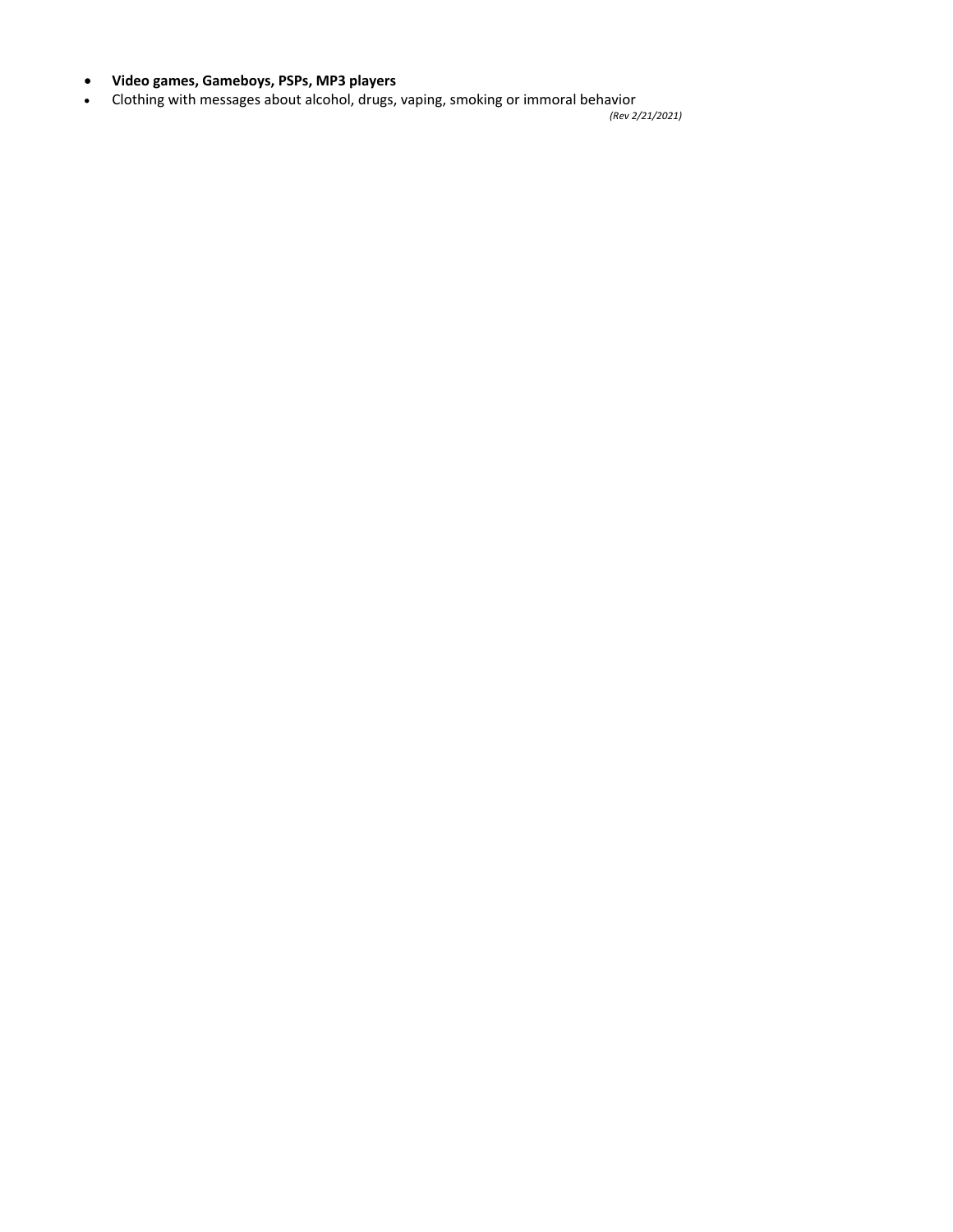- **Video games, Gameboys, PSPs, MP3 players**
- Clothing with messages about alcohol, drugs, vaping, smoking or immoral behavior

*(Rev 2/21/2021)*